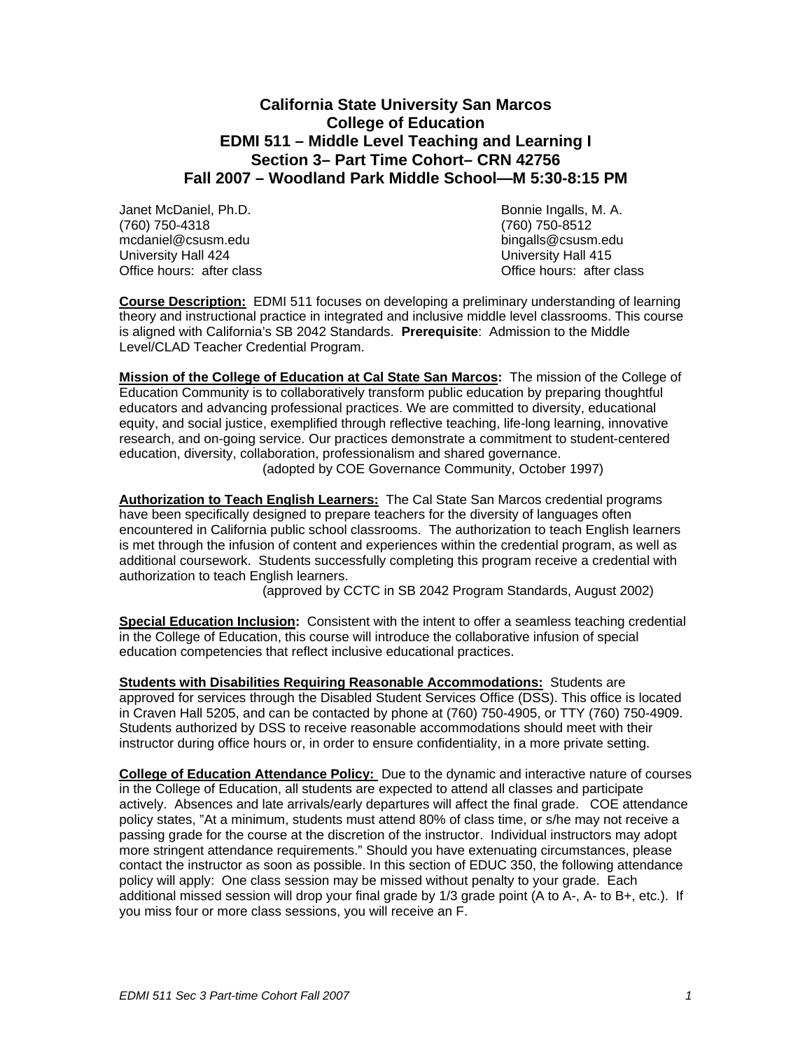# California State University San Marcos
# College of Education
# EDMI 511 – Middle Level Teaching and Learning I
# Section 3– Part Time Cohort– CRN 42756
# Fall 2007 – Woodland Park Middle School—M 5:30-8:15 PM

Janet McDaniel, Ph.D.
(760) 750-4318
mcdaniel@csusm.edu
University Hall 424
Office hours: after class

Bonnie Ingalls, M. A.
(760) 750-8512
bingalls@csusm.edu
University Hall 415
Office hours: after class

**Course Description:** EDMI 511 focuses on developing a preliminary understanding of learning theory and instructional practice in integrated and inclusive middle level classrooms. This course is aligned with California's SB 2042 Standards. **Prerequisite**: Admission to the Middle Level/CLAD Teacher Credential Program.

**Mission of the College of Education at Cal State San Marcos:** The mission of the College of Education Community is to collaboratively transform public education by preparing thoughtful educators and advancing professional practices. We are committed to diversity, educational equity, and social justice, exemplified through reflective teaching, life-long learning, innovative research, and on-going service. Our practices demonstrate a commitment to student-centered education, diversity, collaboration, professionalism and shared governance.
(adopted by COE Governance Community, October 1997)

**Authorization to Teach English Learners:** The Cal State San Marcos credential programs have been specifically designed to prepare teachers for the diversity of languages often encountered in California public school classrooms. The authorization to teach English learners is met through the infusion of content and experiences within the credential program, as well as additional coursework. Students successfully completing this program receive a credential with authorization to teach English learners.
(approved by CCTC in SB 2042 Program Standards, August 2002)

**Special Education Inclusion:** Consistent with the intent to offer a seamless teaching credential in the College of Education, this course will introduce the collaborative infusion of special education competencies that reflect inclusive educational practices.

**Students with Disabilities Requiring Reasonable Accommodations:** Students are approved for services through the Disabled Student Services Office (DSS). This office is located in Craven Hall 5205, and can be contacted by phone at (760) 750-4905, or TTY (760) 750-4909. Students authorized by DSS to receive reasonable accommodations should meet with their instructor during office hours or, in order to ensure confidentiality, in a more private setting.

**College of Education Attendance Policy:** Due to the dynamic and interactive nature of courses in the College of Education, all students are expected to attend all classes and participate actively. Absences and late arrivals/early departures will affect the final grade. COE attendance policy states, "At a minimum, students must attend 80% of class time, or s/he may not receive a passing grade for the course at the discretion of the instructor. Individual instructors may adopt more stringent attendance requirements." Should you have extenuating circumstances, please contact the instructor as soon as possible. In this section of EDUC 350, the following attendance policy will apply: One class session may be missed without penalty to your grade. Each additional missed session will drop your final grade by 1/3 grade point (A to A-, A- to B+, etc.). If you miss four or more class sessions, you will receive an F.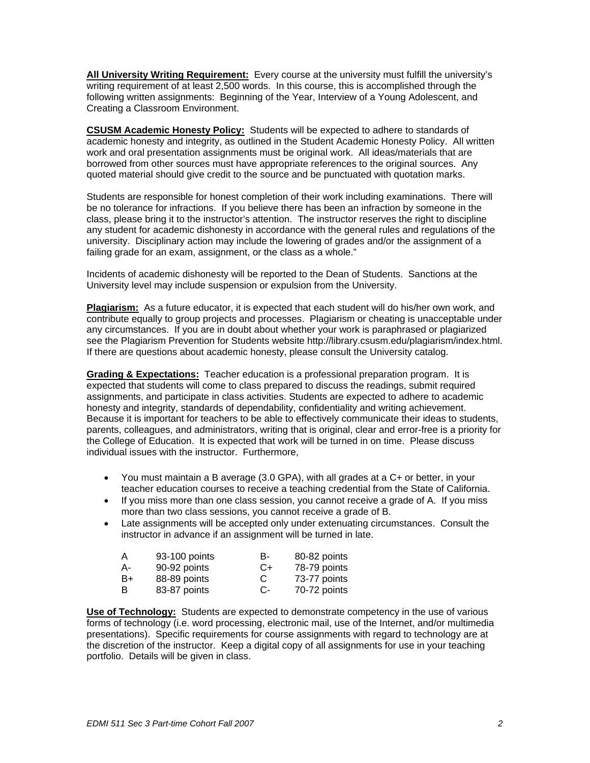**All University Writing Requirement:** Every course at the university must fulfill the university's writing requirement of at least 2,500 words. In this course, this is accomplished through the following written assignments: Beginning of the Year, Interview of a Young Adolescent, and Creating a Classroom Environment.

**CSUSM Academic Honesty Policy:** Students will be expected to adhere to standards of academic honesty and integrity, as outlined in the Student Academic Honesty Policy. All written work and oral presentation assignments must be original work. All ideas/materials that are borrowed from other sources must have appropriate references to the original sources. Any quoted material should give credit to the source and be punctuated with quotation marks.

Students are responsible for honest completion of their work including examinations. There will be no tolerance for infractions. If you believe there has been an infraction by someone in the class, please bring it to the instructor's attention. The instructor reserves the right to discipline any student for academic dishonesty in accordance with the general rules and regulations of the university. Disciplinary action may include the lowering of grades and/or the assignment of a failing grade for an exam, assignment, or the class as a whole."

Incidents of academic dishonesty will be reported to the Dean of Students. Sanctions at the University level may include suspension or expulsion from the University.

**Plagiarism:** As a future educator, it is expected that each student will do his/her own work, and contribute equally to group projects and processes. Plagiarism or cheating is unacceptable under any circumstances. If you are in doubt about whether your work is paraphrased or plagiarized see the Plagiarism Prevention for Students website http://library.csusm.edu/plagiarism/index.html. If there are questions about academic honesty, please consult the University catalog.

**Grading & Expectations:** Teacher education is a professional preparation program. It is expected that students will come to class prepared to discuss the readings, submit required assignments, and participate in class activities. Students are expected to adhere to academic honesty and integrity, standards of dependability, confidentiality and writing achievement. Because it is important for teachers to be able to effectively communicate their ideas to students, parents, colleagues, and administrators, writing that is original, clear and error-free is a priority for the College of Education. It is expected that work will be turned in on time. Please discuss individual issues with the instructor. Furthermore,

- You must maintain a B average (3.0 GPA), with all grades at a C+ or better, in your teacher education courses to receive a teaching credential from the State of California.
- If you miss more than one class session, you cannot receive a grade of A. If you miss more than two class sessions, you cannot receive a grade of B.
- Late assignments will be accepted only under extenuating circumstances. Consult the instructor in advance if an assignment will be turned in late.

| Grade | Points | Grade | Points |
|---|---|---|---|
| A | 93-100 points | B- | 80-82 points |
| A- | 90-92 points | C+ | 78-79 points |
| B+ | 88-89 points | C | 73-77 points |
| B | 83-87 points | C- | 70-72 points |

**Use of Technology:** Students are expected to demonstrate competency in the use of various forms of technology (i.e. word processing, electronic mail, use of the Internet, and/or multimedia presentations). Specific requirements for course assignments with regard to technology are at the discretion of the instructor. Keep a digital copy of all assignments for use in your teaching portfolio. Details will be given in class.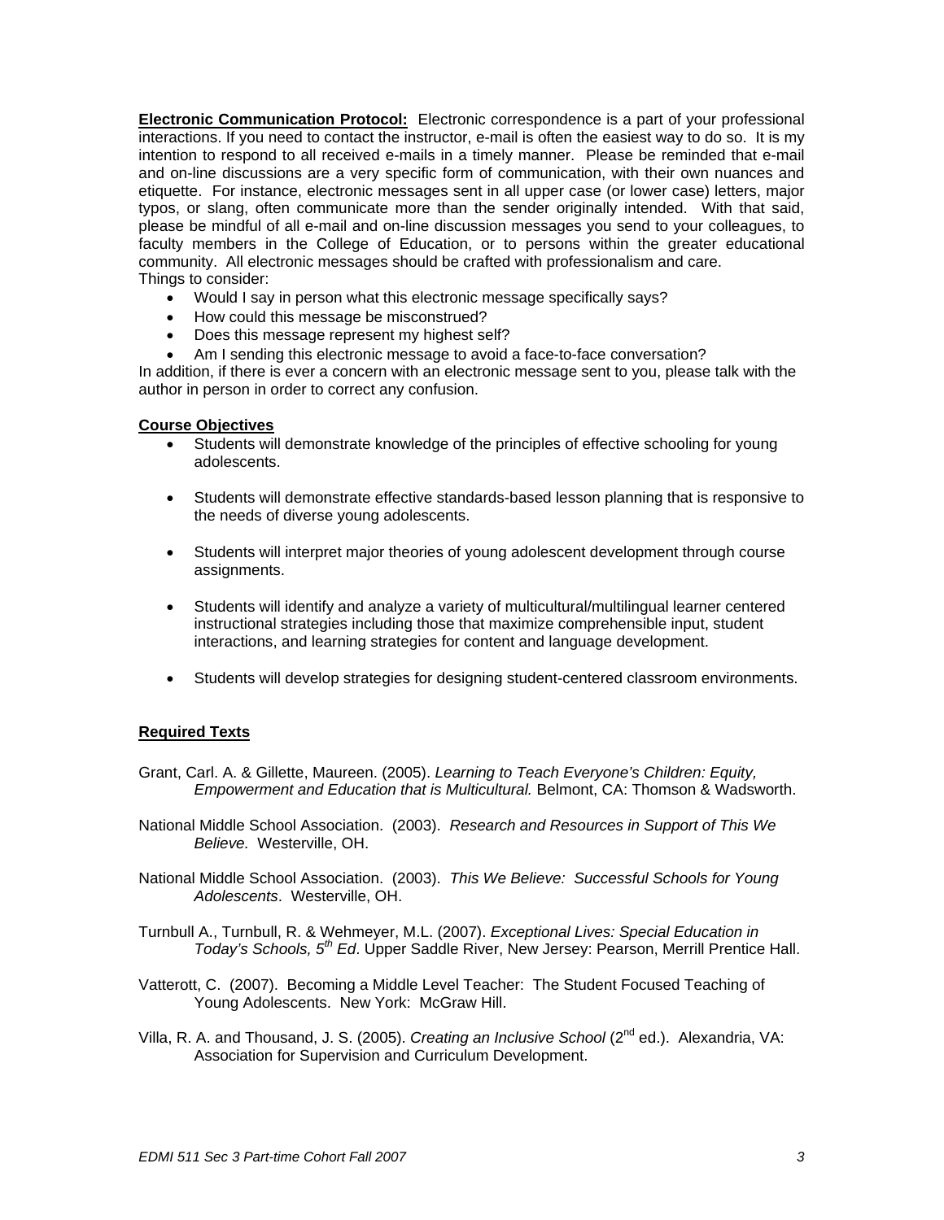**Electronic Communication Protocol:** Electronic correspondence is a part of your professional interactions. If you need to contact the instructor, e-mail is often the easiest way to do so. It is my intention to respond to all received e-mails in a timely manner. Please be reminded that e-mail and on-line discussions are a very specific form of communication, with their own nuances and etiquette. For instance, electronic messages sent in all upper case (or lower case) letters, major typos, or slang, often communicate more than the sender originally intended. With that said, please be mindful of all e-mail and on-line discussion messages you send to your colleagues, to faculty members in the College of Education, or to persons within the greater educational community. All electronic messages should be crafted with professionalism and care.
Things to consider:

- Would I say in person what this electronic message specifically says?
- How could this message be misconstrued?
- Does this message represent my highest self?
- Am I sending this electronic message to avoid a face-to-face conversation?

In addition, if there is ever a concern with an electronic message sent to you, please talk with the author in person in order to correct any confusion.

**Course Objectives**

- Students will demonstrate knowledge of the principles of effective schooling for young adolescents.
- Students will demonstrate effective standards-based lesson planning that is responsive to the needs of diverse young adolescents.
- Students will interpret major theories of young adolescent development through course assignments.
- Students will identify and analyze a variety of multicultural/multilingual learner centered instructional strategies including those that maximize comprehensible input, student interactions, and learning strategies for content and language development.
- Students will develop strategies for designing student-centered classroom environments.

**Required Texts**

Grant, Carl. A. & Gillette, Maureen. (2005). *Learning to Teach Everyone's Children: Equity, Empowerment and Education that is Multicultural.* Belmont, CA: Thomson & Wadsworth.

National Middle School Association. (2003). *Research and Resources in Support of This We Believe.* Westerville, OH.

National Middle School Association. (2003). *This We Believe: Successful Schools for Young Adolescents*. Westerville, OH.

Turnbull A., Turnbull, R. & Wehmeyer, M.L. (2007). *Exceptional Lives: Special Education in Today's Schools, 5th Ed*. Upper Saddle River, New Jersey: Pearson, Merrill Prentice Hall.

Vatterott, C. (2007). Becoming a Middle Level Teacher: The Student Focused Teaching of Young Adolescents. New York: McGraw Hill.

Villa, R. A. and Thousand, J. S. (2005). *Creating an Inclusive School* (2nd ed.). Alexandria, VA: Association for Supervision and Curriculum Development.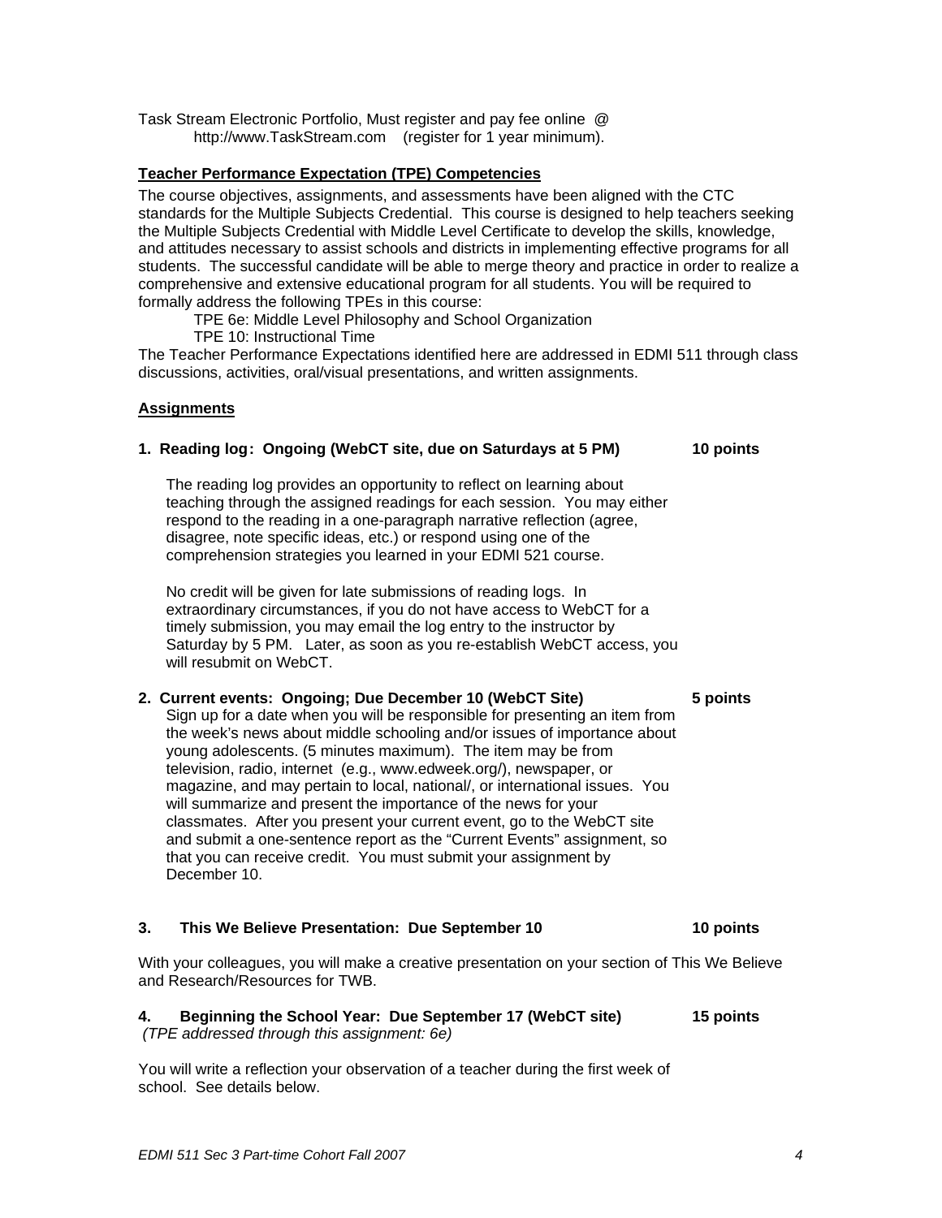Task Stream Electronic Portfolio, Must register and pay fee online @ http://www.TaskStream.com (register for 1 year minimum).

**Teacher Performance Expectation (TPE) Competencies**

The course objectives, assignments, and assessments have been aligned with the CTC standards for the Multiple Subjects Credential. This course is designed to help teachers seeking the Multiple Subjects Credential with Middle Level Certificate to develop the skills, knowledge, and attitudes necessary to assist schools and districts in implementing effective programs for all students. The successful candidate will be able to merge theory and practice in order to realize a comprehensive and extensive educational program for all students. You will be required to formally address the following TPEs in this course:

TPE 6e: Middle Level Philosophy and School Organization
TPE 10: Instructional Time

The Teacher Performance Expectations identified here are addressed in EDMI 511 through class discussions, activities, oral/visual presentations, and written assignments.

**Assignments**

**1. Reading log: Ongoing (WebCT site, due on Saturdays at 5 PM) 10 points**

The reading log provides an opportunity to reflect on learning about teaching through the assigned readings for each session. You may either respond to the reading in a one-paragraph narrative reflection (agree, disagree, note specific ideas, etc.) or respond using one of the comprehension strategies you learned in your EDMI 521 course.

No credit will be given for late submissions of reading logs. In extraordinary circumstances, if you do not have access to WebCT for a timely submission, you may email the log entry to the instructor by Saturday by 5 PM. Later, as soon as you re-establish WebCT access, you will resubmit on WebCT.

**2. Current events: Ongoing; Due December 10 (WebCT Site) 5 points**

Sign up for a date when you will be responsible for presenting an item from the week's news about middle schooling and/or issues of importance about young adolescents. (5 minutes maximum). The item may be from television, radio, internet (e.g., www.edweek.org/), newspaper, or magazine, and may pertain to local, national/, or international issues. You will summarize and present the importance of the news for your classmates. After you present your current event, go to the WebCT site and submit a one-sentence report as the "Current Events" assignment, so that you can receive credit. You must submit your assignment by December 10.

**3. This We Believe Presentation: Due September 10 10 points**

With your colleagues, you will make a creative presentation on your section of This We Believe and Research/Resources for TWB.

**4. Beginning the School Year: Due September 17 (WebCT site) 15 points**
*(TPE addressed through this assignment: 6e)*

You will write a reflection your observation of a teacher during the first week of school. See details below.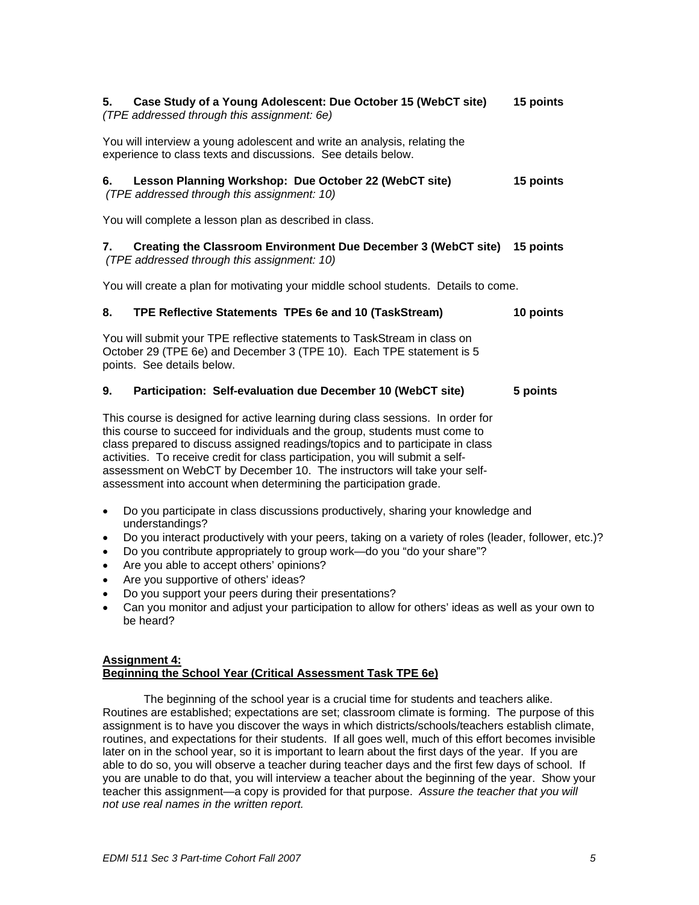**5. Case Study of a Young Adolescent: Due October 15 (WebCT site) 15 points**
*(TPE addressed through this assignment: 6e)*

You will interview a young adolescent and write an analysis, relating the experience to class texts and discussions. See details below.

**6. Lesson Planning Workshop: Due October 22 (WebCT site) 15 points**
*(TPE addressed through this assignment: 10)*

You will complete a lesson plan as described in class.

**7. Creating the Classroom Environment Due December 3 (WebCT site) 15 points**
*(TPE addressed through this assignment: 10)*

You will create a plan for motivating your middle school students. Details to come.

**8. TPE Reflective Statements TPEs 6e and 10 (TaskStream) 10 points**

You will submit your TPE reflective statements to TaskStream in class on October 29 (TPE 6e) and December 3 (TPE 10). Each TPE statement is 5 points. See details below.

**9. Participation: Self-evaluation due December 10 (WebCT site) 5 points**

This course is designed for active learning during class sessions. In order for this course to succeed for individuals and the group, students must come to class prepared to discuss assigned readings/topics and to participate in class activities. To receive credit for class participation, you will submit a self-assessment on WebCT by December 10. The instructors will take your self-assessment into account when determining the participation grade.

- Do you participate in class discussions productively, sharing your knowledge and understandings?
- Do you interact productively with your peers, taking on a variety of roles (leader, follower, etc.)?
- Do you contribute appropriately to group work—do you "do your share"?
- Are you able to accept others' opinions?
- Are you supportive of others' ideas?
- Do you support your peers during their presentations?
- Can you monitor and adjust your participation to allow for others' ideas as well as your own to be heard?

**Assignment 4:**
**Beginning the School Year (Critical Assessment Task TPE 6e)**

The beginning of the school year is a crucial time for students and teachers alike. Routines are established; expectations are set; classroom climate is forming. The purpose of this assignment is to have you discover the ways in which districts/schools/teachers establish climate, routines, and expectations for their students. If all goes well, much of this effort becomes invisible later on in the school year, so it is important to learn about the first days of the year. If you are able to do so, you will observe a teacher during teacher days and the first few days of school. If you are unable to do that, you will interview a teacher about the beginning of the year. Show your teacher this assignment—a copy is provided for that purpose. *Assure the teacher that you will not use real names in the written report.*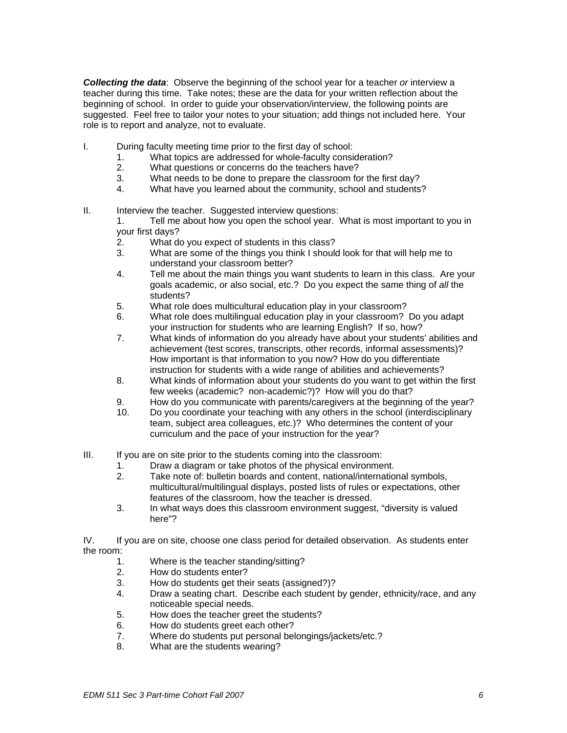***Collecting the data***: Observe the beginning of the school year for a teacher *or* interview a teacher during this time. Take notes; these are the data for your written reflection about the beginning of school. In order to guide your observation/interview, the following points are suggested. Feel free to tailor your notes to your situation; add things not included here. Your role is to report and analyze, not to evaluate.

I. During faculty meeting time prior to the first day of school:
   1. What topics are addressed for whole-faculty consideration?
   2. What questions or concerns do the teachers have?
   3. What needs to be done to prepare the classroom for the first day?
   4. What have you learned about the community, school and students?

II. Interview the teacher. Suggested interview questions:
   1. Tell me about how you open the school year. What is most important to you in your first days?
   2. What do you expect of students in this class?
   3. What are some of the things you think I should look for that will help me to understand your classroom better?
   4. Tell me about the main things you want students to learn in this class. Are your goals academic, or also social, etc.? Do you expect the same thing of *all* the students?
   5. What role does multicultural education play in your classroom?
   6. What role does multilingual education play in your classroom? Do you adapt your instruction for students who are learning English? If so, how?
   7. What kinds of information do you already have about your students' abilities and achievement (test scores, transcripts, other records, informal assessments)? How important is that information to you now? How do you differentiate instruction for students with a wide range of abilities and achievements?
   8. What kinds of information about your students do you want to get within the first few weeks (academic? non-academic?)? How will you do that?
   9. How do you communicate with parents/caregivers at the beginning of the year?
   10. Do you coordinate your teaching with any others in the school (interdisciplinary team, subject area colleagues, etc.)? Who determines the content of your curriculum and the pace of your instruction for the year?

III. If you are on site prior to the students coming into the classroom:
   1. Draw a diagram or take photos of the physical environment.
   2. Take note of: bulletin boards and content, national/international symbols, multicultural/multilingual displays, posted lists of rules or expectations, other features of the classroom, how the teacher is dressed.
   3. In what ways does this classroom environment suggest, "diversity is valued here"?

IV. If you are on site, choose one class period for detailed observation. As students enter the room:
   1. Where is the teacher standing/sitting?
   2. How do students enter?
   3. How do students get their seats (assigned?)?
   4. Draw a seating chart. Describe each student by gender, ethnicity/race, and any noticeable special needs.
   5. How does the teacher greet the students?
   6. How do students greet each other?
   7. Where do students put personal belongings/jackets/etc.?
   8. What are the students wearing?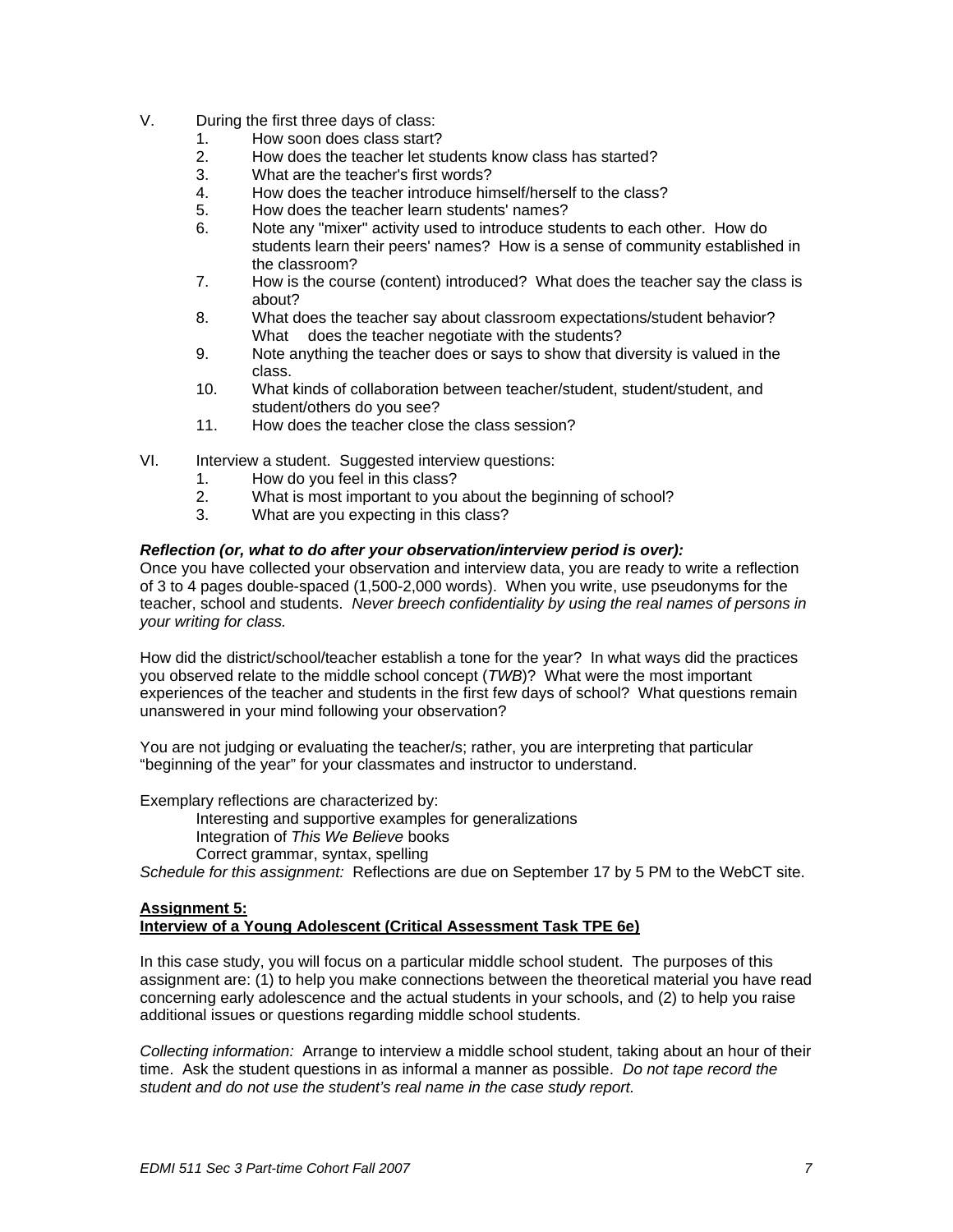V. During the first three days of class:
   1. How soon does class start?
   2. How does the teacher let students know class has started?
   3. What are the teacher's first words?
   4. How does the teacher introduce himself/herself to the class?
   5. How does the teacher learn students' names?
   6. Note any "mixer" activity used to introduce students to each other. How do students learn their peers' names? How is a sense of community established in the classroom?
   7. How is the course (content) introduced? What does the teacher say the class is about?
   8. What does the teacher say about classroom expectations/student behavior? What does the teacher negotiate with the students?
   9. Note anything the teacher does or says to show that diversity is valued in the class.
   10. What kinds of collaboration between teacher/student, student/student, and student/others do you see?
   11. How does the teacher close the class session?

VI. Interview a student. Suggested interview questions:
   1. How do you feel in this class?
   2. What is most important to you about the beginning of school?
   3. What are you expecting in this class?

***Reflection (or, what to do after your observation/interview period is over):***
Once you have collected your observation and interview data, you are ready to write a reflection of 3 to 4 pages double-spaced (1,500-2,000 words). When you write, use pseudonyms for the teacher, school and students. *Never breech confidentiality by using the real names of persons in your writing for class.*

How did the district/school/teacher establish a tone for the year? In what ways did the practices you observed relate to the middle school concept (*TWB*)? What were the most important experiences of the teacher and students in the first few days of school? What questions remain unanswered in your mind following your observation?

You are not judging or evaluating the teacher/s; rather, you are interpreting that particular "beginning of the year" for your classmates and instructor to understand.

Exemplary reflections are characterized by:

Interesting and supportive examples for generalizations
Integration of *This We Believe* books
Correct grammar, syntax, spelling

*Schedule for this assignment:* Reflections are due on September 17 by 5 PM to the WebCT site.

**Assignment 5:**
**Interview of a Young Adolescent (Critical Assessment Task TPE 6e)**

In this case study, you will focus on a particular middle school student. The purposes of this assignment are: (1) to help you make connections between the theoretical material you have read concerning early adolescence and the actual students in your schools, and (2) to help you raise additional issues or questions regarding middle school students.

*Collecting information:* Arrange to interview a middle school student, taking about an hour of their time. Ask the student questions in as informal a manner as possible. *Do not tape record the student and do not use the student's real name in the case study report.*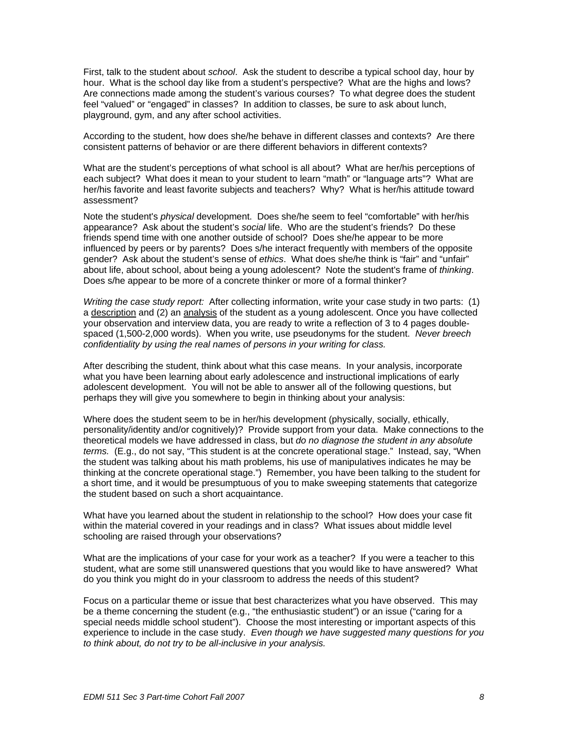First, talk to the student about *school*. Ask the student to describe a typical school day, hour by hour. What is the school day like from a student's perspective? What are the highs and lows? Are connections made among the student's various courses? To what degree does the student feel "valued" or "engaged" in classes? In addition to classes, be sure to ask about lunch, playground, gym, and any after school activities.

According to the student, how does she/he behave in different classes and contexts? Are there consistent patterns of behavior or are there different behaviors in different contexts?

What are the student's perceptions of what school is all about? What are her/his perceptions of each subject? What does it mean to your student to learn "math" or "language arts"? What are her/his favorite and least favorite subjects and teachers? Why? What is her/his attitude toward assessment?

Note the student's *physical* development. Does she/he seem to feel "comfortable" with her/his appearance? Ask about the student's *social* life. Who are the student's friends? Do these friends spend time with one another outside of school? Does she/he appear to be more influenced by peers or by parents? Does s/he interact frequently with members of the opposite gender? Ask about the student's sense of *ethics*. What does she/he think is "fair" and "unfair" about life, about school, about being a young adolescent? Note the student's frame of *thinking*. Does s/he appear to be more of a concrete thinker or more of a formal thinker?

*Writing the case study report:* After collecting information, write your case study in two parts: (1) a <u>description</u> and (2) an <u>analysis</u> of the student as a young adolescent. Once you have collected your observation and interview data, you are ready to write a reflection of 3 to 4 pages double-spaced (1,500-2,000 words). When you write, use pseudonyms for the student. *Never breech confidentiality by using the real names of persons in your writing for class.*

After describing the student, think about what this case means. In your analysis, incorporate what you have been learning about early adolescence and instructional implications of early adolescent development. You will not be able to answer all of the following questions, but perhaps they will give you somewhere to begin in thinking about your analysis:

Where does the student seem to be in her/his development (physically, socially, ethically, personality/identity and/or cognitively)? Provide support from your data. Make connections to the theoretical models we have addressed in class, but *do no diagnose the student in any absolute terms.* (E.g., do not say, "This student is at the concrete operational stage." Instead, say, "When the student was talking about his math problems, his use of manipulatives indicates he may be thinking at the concrete operational stage.") Remember, you have been talking to the student for a short time, and it would be presumptuous of you to make sweeping statements that categorize the student based on such a short acquaintance.

What have you learned about the student in relationship to the school? How does your case fit within the material covered in your readings and in class? What issues about middle level schooling are raised through your observations?

What are the implications of your case for your work as a teacher? If you were a teacher to this student, what are some still unanswered questions that you would like to have answered? What do you think you might do in your classroom to address the needs of this student?

Focus on a particular theme or issue that best characterizes what you have observed. This may be a theme concerning the student (e.g., "the enthusiastic student") or an issue ("caring for a special needs middle school student"). Choose the most interesting or important aspects of this experience to include in the case study. *Even though we have suggested many questions for you to think about, do not try to be all-inclusive in your analysis.*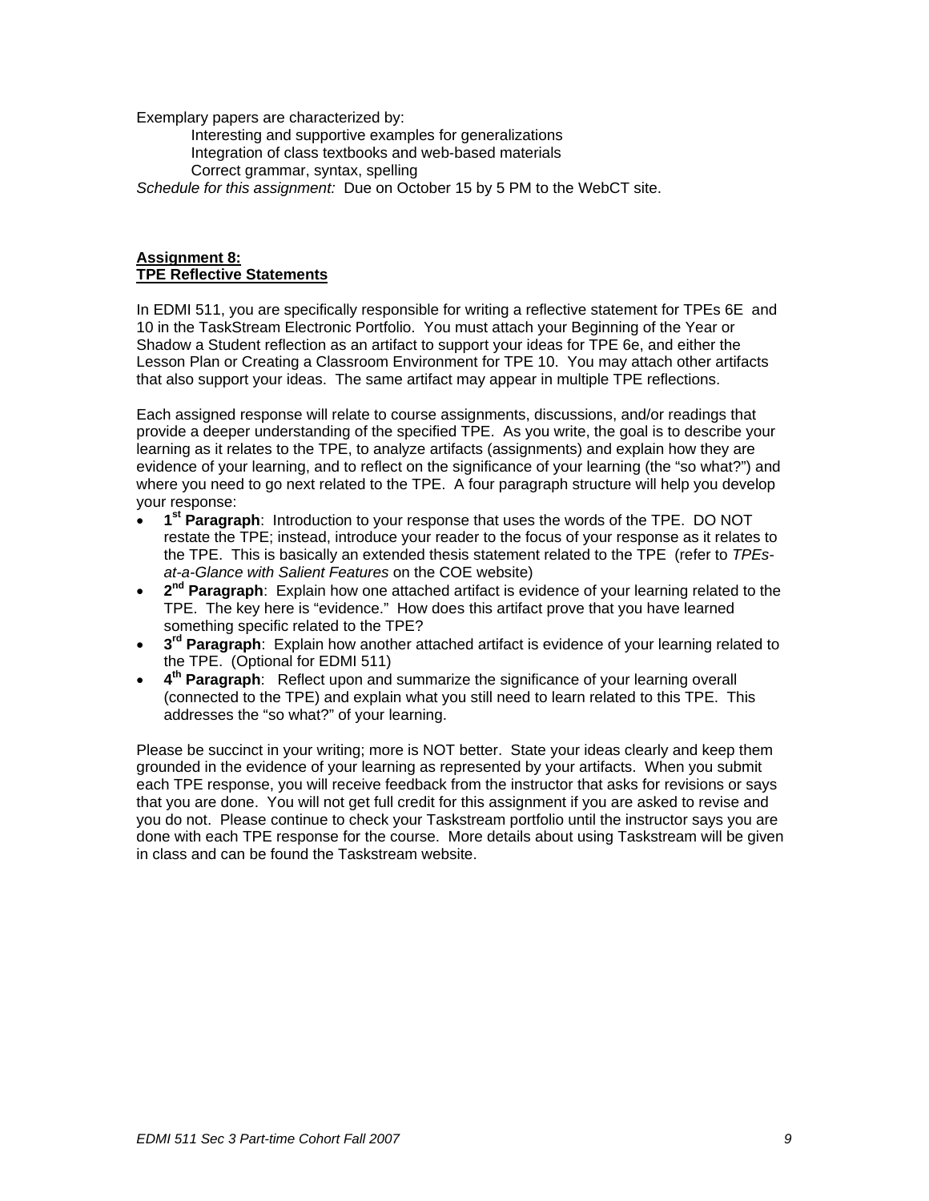Exemplary papers are characterized by:

Interesting and supportive examples for generalizations
Integration of class textbooks and web-based materials
Correct grammar, syntax, spelling

*Schedule for this assignment:* Due on October 15 by 5 PM to the WebCT site.

**Assignment 8:**
**TPE Reflective Statements**

In EDMI 511, you are specifically responsible for writing a reflective statement for TPEs 6E and 10 in the TaskStream Electronic Portfolio. You must attach your Beginning of the Year or Shadow a Student reflection as an artifact to support your ideas for TPE 6e, and either the Lesson Plan or Creating a Classroom Environment for TPE 10. You may attach other artifacts that also support your ideas. The same artifact may appear in multiple TPE reflections.

Each assigned response will relate to course assignments, discussions, and/or readings that provide a deeper understanding of the specified TPE. As you write, the goal is to describe your learning as it relates to the TPE, to analyze artifacts (assignments) and explain how they are evidence of your learning, and to reflect on the significance of your learning (the "so what?") and where you need to go next related to the TPE. A four paragraph structure will help you develop your response:

- **1st Paragraph**: Introduction to your response that uses the words of the TPE. DO NOT restate the TPE; instead, introduce your reader to the focus of your response as it relates to the TPE. This is basically an extended thesis statement related to the TPE (refer to *TPEs-at-a-Glance with Salient Features* on the COE website)
- **2nd Paragraph**: Explain how one attached artifact is evidence of your learning related to the TPE. The key here is "evidence." How does this artifact prove that you have learned something specific related to the TPE?
- **3rd Paragraph**: Explain how another attached artifact is evidence of your learning related to the TPE. (Optional for EDMI 511)
- **4th Paragraph**: Reflect upon and summarize the significance of your learning overall (connected to the TPE) and explain what you still need to learn related to this TPE. This addresses the "so what?" of your learning.

Please be succinct in your writing; more is NOT better. State your ideas clearly and keep them grounded in the evidence of your learning as represented by your artifacts. When you submit each TPE response, you will receive feedback from the instructor that asks for revisions or says that you are done. You will not get full credit for this assignment if you are asked to revise and you do not. Please continue to check your Taskstream portfolio until the instructor says you are done with each TPE response for the course. More details about using Taskstream will be given in class and can be found the Taskstream website.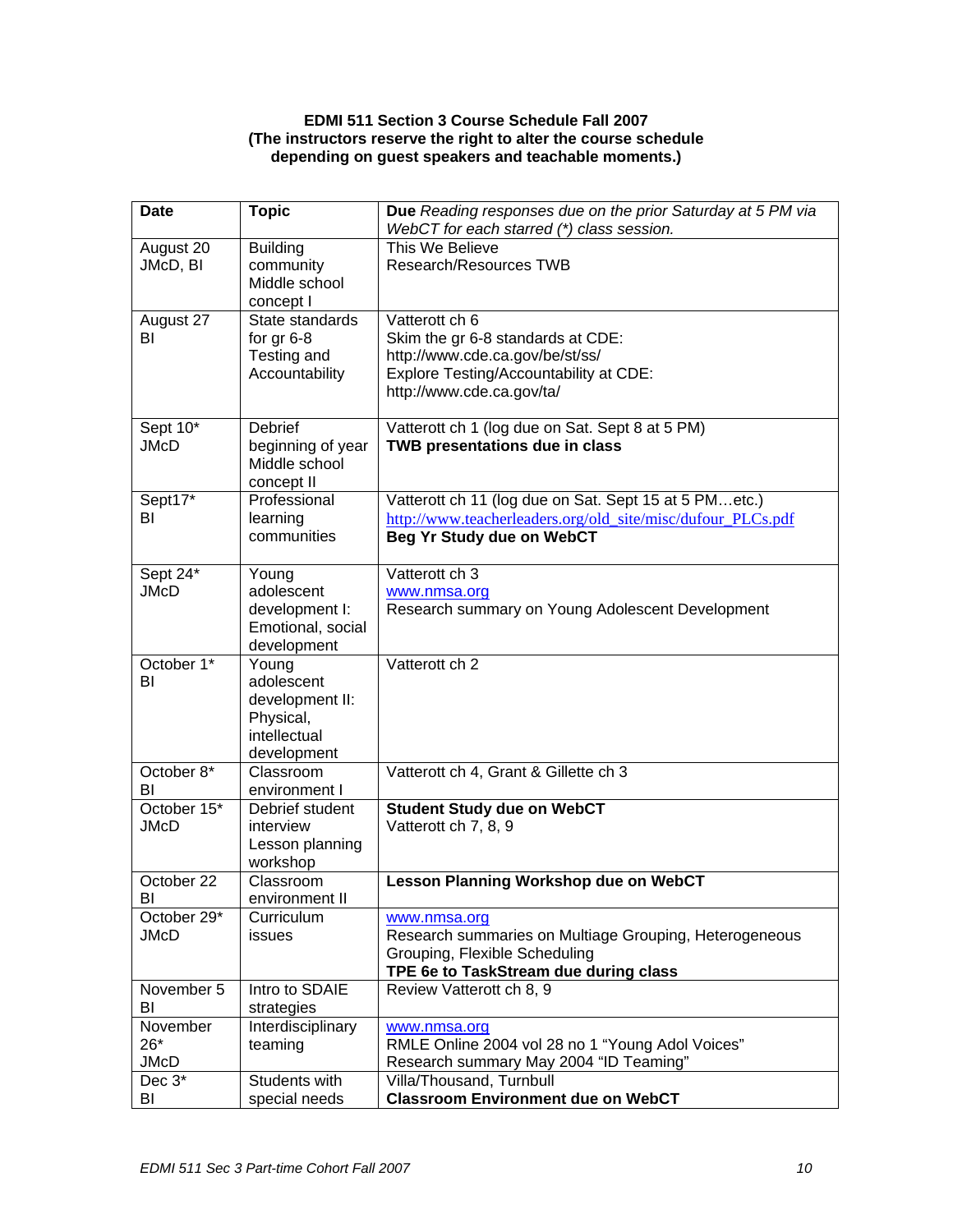**EDMI 511 Section 3 Course Schedule Fall 2007**
**(The instructors reserve the right to alter the course schedule depending on guest speakers and teachable moments.)**

| **Date** | **Topic** | **Due** *Reading responses due on the prior Saturday at 5 PM via WebCT for each starred (*) class session.* |
|---|---|---|
| August 20 JMcD, BI | Building community Middle school concept I | This We Believe<br>Research/Resources TWB |
| August 27 BI | State standards for gr 6-8 Testing and Accountability | Vatterott ch 6<br>Skim the gr 6-8 standards at CDE: http://www.cde.ca.gov/be/st/ss/<br>Explore Testing/Accountability at CDE: http://www.cde.ca.gov/ta/ |
| Sept 10* JMcD | Debrief beginning of year Middle school concept II | Vatterott ch 1 (log due on Sat. Sept 8 at 5 PM)<br>**TWB presentations due in class** |
| Sept17* BI | Professional learning communities | Vatterott ch 11 (log due on Sat. Sept 15 at 5 PM…etc.)<br>http://www.teacherleaders.org/old_site/misc/dufour_PLCs.pdf<br>**Beg Yr Study due on WebCT** |
| Sept 24* JMcD | Young adolescent development I: Emotional, social development | Vatterott ch 3<br>www.nmsa.org<br>Research summary on Young Adolescent Development |
| October 1* BI | Young adolescent development II: Physical, intellectual development | Vatterott ch 2 |
| October 8* BI | Classroom environment I | Vatterott ch 4, Grant & Gillette ch 3 |
| October 15* JMcD | Debrief student interview Lesson planning workshop | **Student Study due on WebCT**<br>Vatterott ch 7, 8, 9 |
| October 22 BI | Classroom environment II | **Lesson Planning Workshop due on WebCT** |
| October 29* JMcD | Curriculum issues | www.nmsa.org<br>Research summaries on Multiage Grouping, Heterogeneous Grouping, Flexible Scheduling<br>**TPE 6e to TaskStream due during class** |
| November 5 BI | Intro to SDAIE strategies | Review Vatterott ch 8, 9 |
| November 26* JMcD | Interdisciplinary teaming | www.nmsa.org<br>RMLE Online 2004 vol 28 no 1 "Young Adol Voices"<br>Research summary May 2004 "ID Teaming" |
| Dec 3* BI | Students with special needs | Villa/Thousand, Turnbull<br>**Classroom Environment due on WebCT** |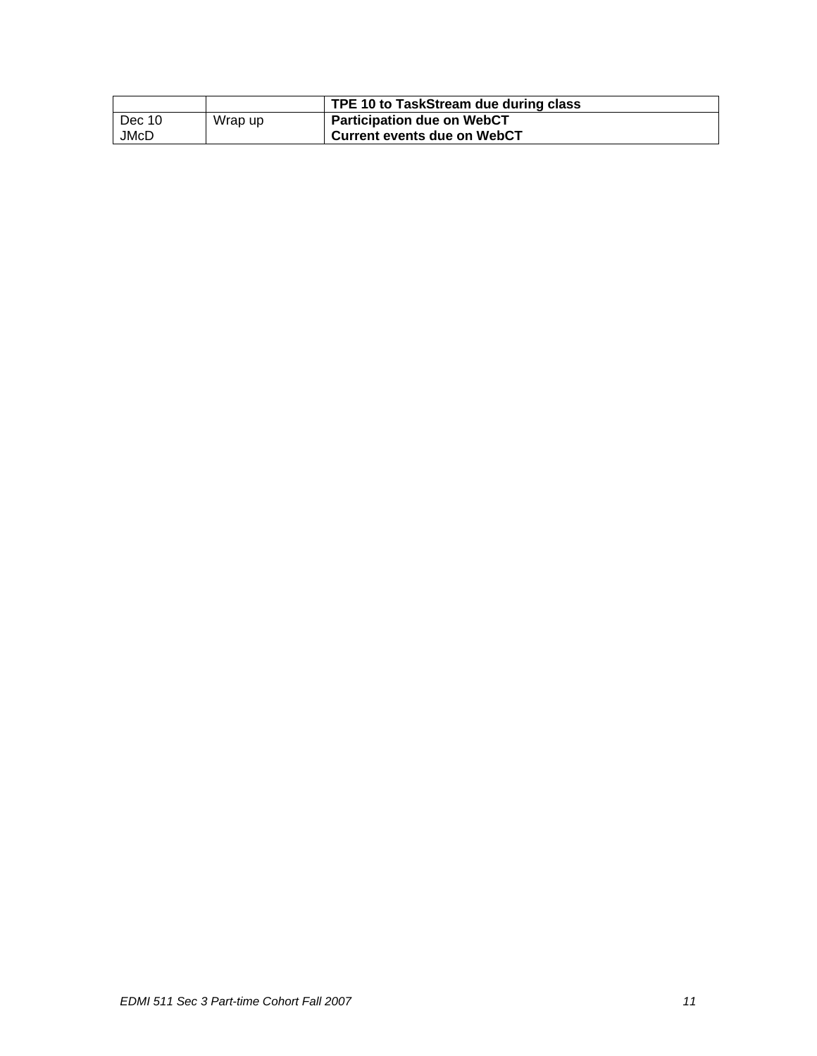| | | **TPE 10 to TaskStream due during class** |
|---|---|---|
| Dec 10<br>JMcD | Wrap up | **Participation due on WebCT**<br>**Current events due on WebCT** |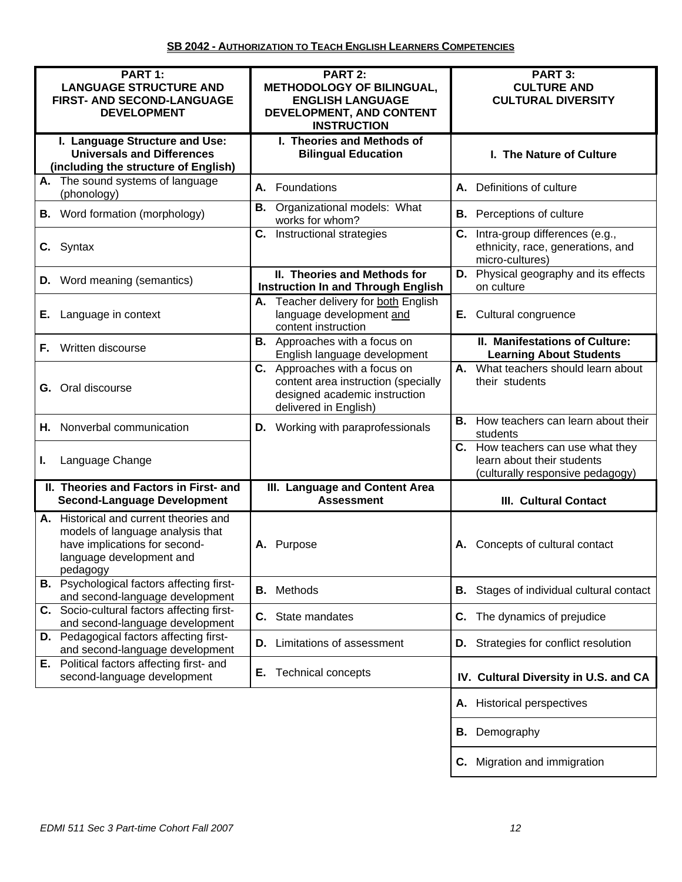## SB 2042 - AUTHORIZATION TO TEACH ENGLISH LEARNERS COMPETENCIES

| PART 1: LANGUAGE STRUCTURE AND FIRST- AND SECOND-LANGUAGE DEVELOPMENT | PART 2: METHODOLOGY OF BILINGUAL, ENGLISH LANGUAGE DEVELOPMENT, AND CONTENT INSTRUCTION | PART 3: CULTURE AND CULTURAL DIVERSITY |
|---|---|---|
| **I. Language Structure and Use: Universals and Differences (including the structure of English)** | **I. Theories and Methods of Bilingual Education** | **I. The Nature of Culture** |
| **A.** The sound systems of language (phonology) | **A.** Foundations | **A.** Definitions of culture |
| **B.** Word formation (morphology) | **B.** Organizational models: What works for whom? | **B.** Perceptions of culture |
| **C.** Syntax | **C.** Instructional strategies | **C.** Intra-group differences (e.g., ethnicity, race, generations, and micro-cultures) |
| **D.** Word meaning (semantics) | **II. Theories and Methods for Instruction In and Through English** | **D.** Physical geography and its effects on culture |
| **E.** Language in context | **A.** Teacher delivery for both English language development and content instruction | **E.** Cultural congruence |
| **F.** Written discourse | **B.** Approaches with a focus on English language development | **II. Manifestations of Culture: Learning About Students** |
| **G.** Oral discourse | **C.** Approaches with a focus on content area instruction (specially designed academic instruction delivered in English) | **A.** What teachers should learn about their students |
| **H.** Nonverbal communication | **D.** Working with paraprofessionals | **B.** How teachers can learn about their students |
| **I.** Language Change | | **C.** How teachers can use what they learn about their students (culturally responsive pedagogy) |
| **II. Theories and Factors in First- and Second-Language Development** | **III. Language and Content Area Assessment** | **III. Cultural Contact** |
| **A.** Historical and current theories and models of language analysis that have implications for second-language development and pedagogy | **A.** Purpose | **A.** Concepts of cultural contact |
| **B.** Psychological factors affecting first- and second-language development | **B.** Methods | **B.** Stages of individual cultural contact |
| **C.** Socio-cultural factors affecting first- and second-language development | **C.** State mandates | **C.** The dynamics of prejudice |
| **D.** Pedagogical factors affecting first- and second-language development | **D.** Limitations of assessment | **D.** Strategies for conflict resolution |
| **E.** Political factors affecting first- and second-language development | **E.** Technical concepts | **IV. Cultural Diversity in U.S. and CA** |
| | | **A.** Historical perspectives |
| | | **B.** Demography |
| | | **C.** Migration and immigration |